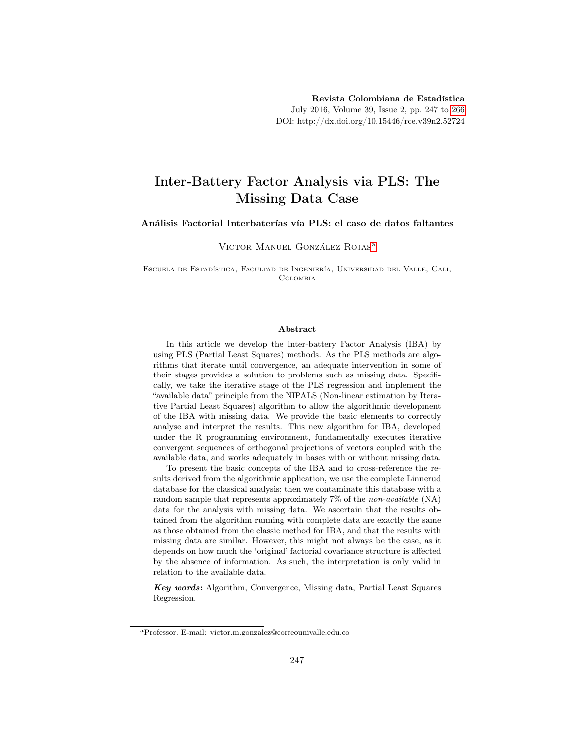# Inter-Battery Factor Analysis via PLS: The Missing Data Case

### Análisis Factorial Interbaterías vía PLS: el caso de datos faltantes

Victor Manuel González Rojas[a]

Escuela de Estadística, Facultad de Ingeniería, Universidad del Valle, Cali, Colombia

#### Abstract

In this article we develop the Inter-battery Factor Analysis (IBA) by using PLS (Partial Least Squares) methods. As the PLS methods are algorithms that iterate until convergence, an adequate intervention in some of their stages provides a solution to problems such as missing data. Specifically, we take the iterative stage of the PLS regression and implement the "available data" principle from the NIPALS (Non-linear estimation by Iterative Partial Least Squares) algorithm to allow the algorithmic development of the IBA with missing data. We provide the basic elements to correctly analyse and interpret the results. This new algorithm for IBA, developed under the R programming environment, fundamentally executes iterative convergent sequences of orthogonal projections of vectors coupled with the available data, and works adequately in bases with or without missing data.

To present the basic concepts of the IBA and to cross-reference the results derived from the algorithmic application, we use the complete Linnerud database for the classical analysis; then we contaminate this database with a random sample that represents approximately 7% of the *non-available* (NA) data for the analysis with missing data. We ascertain that the results obtained from the algorithm running with complete data are exactly the same as those obtained from the classic method for IBA, and that the results with missing data are similar. However, this might not always be the case, as it depends on how much the 'original' factorial covariance structure is affected by the absence of information. As such, the interpretation is only valid in relation to the available data.

***Key words*:** Algorithm, Convergence, Missing data, Partial Least Squares Regression.

[a] Professor. E-mail: victor.m.gonzalez@correounivalle.edu.co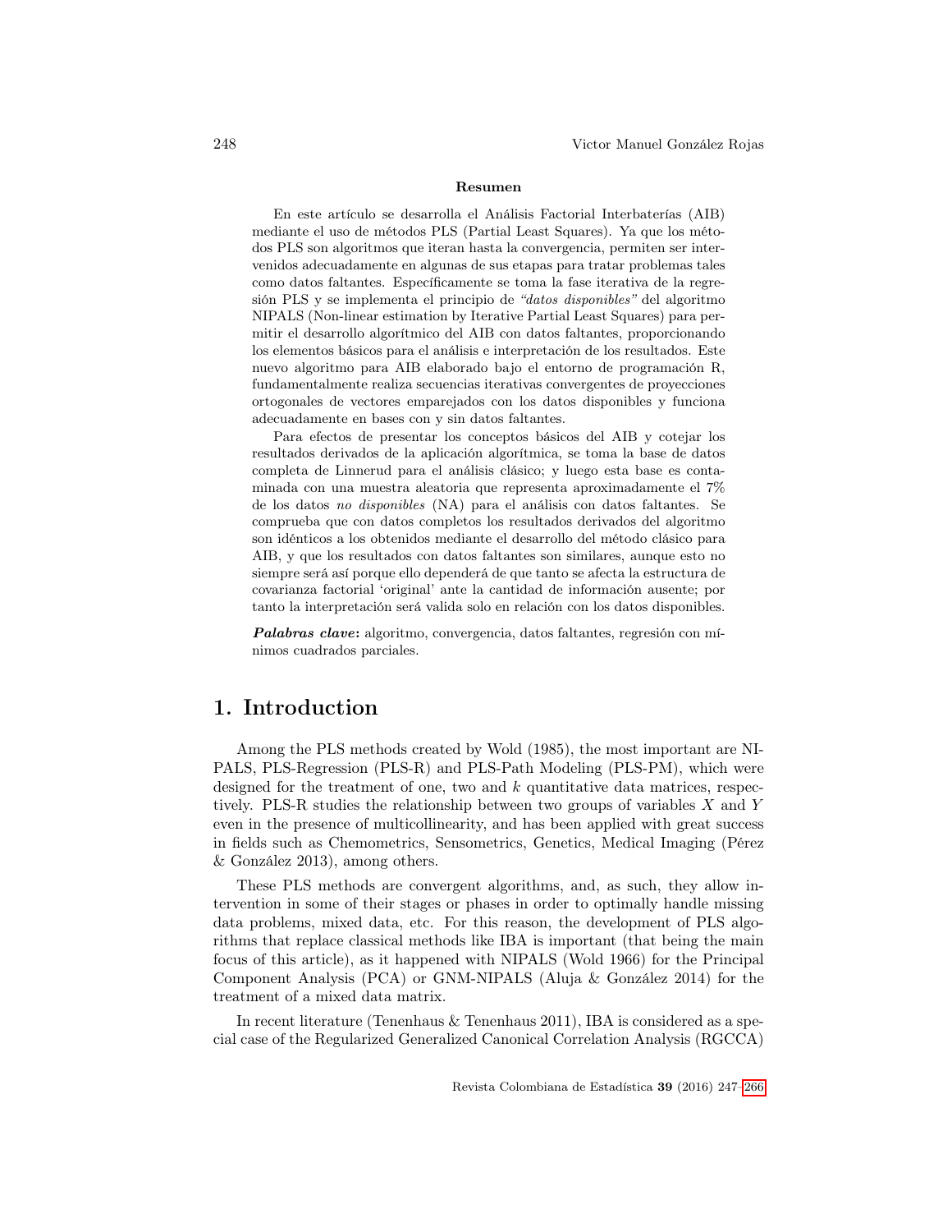### Resumen

En este artículo se desarrolla el Análisis Factorial Interbaterías (AIB) mediante el uso de métodos PLS (Partial Least Squares). Ya que los métodos PLS son algoritmos que iteran hasta la convergencia, permiten ser intervenidos adecuadamente en algunas de sus etapas para tratar problemas tales como datos faltantes. Específicamente se toma la fase iterativa de la regresión PLS y se implementa el principio de *"datos disponibles"* del algoritmo NIPALS (Non-linear estimation by Iterative Partial Least Squares) para permitir el desarrollo algorítmico del AIB con datos faltantes, proporcionando los elementos básicos para el análisis e interpretación de los resultados. Este nuevo algoritmo para AIB elaborado bajo el entorno de programación R, fundamentalmente realiza secuencias iterativas convergentes de proyecciones ortogonales de vectores emparejados con los datos disponibles y funciona adecuadamente en bases con y sin datos faltantes.

Para efectos de presentar los conceptos básicos del AIB y cotejar los resultados derivados de la aplicación algorítmica, se toma la base de datos completa de Linnerud para el análisis clásico; y luego esta base es contaminada con una muestra aleatoria que representa aproximadamente el 7% de los datos *no disponibles* (NA) para el análisis con datos faltantes. Se comprueba que con datos completos los resultados derivados del algoritmo son idénticos a los obtenidos mediante el desarrollo del método clásico para AIB, y que los resultados con datos faltantes son similares, aunque esto no siempre será así porque ello dependerá de que tanto se afecta la estructura de covarianza factorial 'original' ante la cantidad de información ausente; por tanto la interpretación será valida solo en relación con los datos disponibles.

***Palabras clave*:** algoritmo, convergencia, datos faltantes, regresión con mínimos cuadrados parciales.

# 1. Introduction

Among the PLS methods created by Wold (1985), the most important are NIPALS, PLS-Regression (PLS-R) and PLS-Path Modeling (PLS-PM), which were designed for the treatment of one, two and $k$ quantitative data matrices, respectively. PLS-R studies the relationship between two groups of variables $X$ and $Y$ even in the presence of multicollinearity, and has been applied with great success in fields such as Chemometrics, Sensometrics, Genetics, Medical Imaging (Pérez & González 2013), among others.

These PLS methods are convergent algorithms, and, as such, they allow intervention in some of their stages or phases in order to optimally handle missing data problems, mixed data, etc. For this reason, the development of PLS algorithms that replace classical methods like IBA is important (that being the main focus of this article), as it happened with NIPALS (Wold 1966) for the Principal Component Analysis (PCA) or GNM-NIPALS (Aluja & González 2014) for the treatment of a mixed data matrix.

In recent literature (Tenenhaus & Tenenhaus 2011), IBA is considered as a special case of the Regularized Generalized Canonical Correlation Analysis (RGCCA)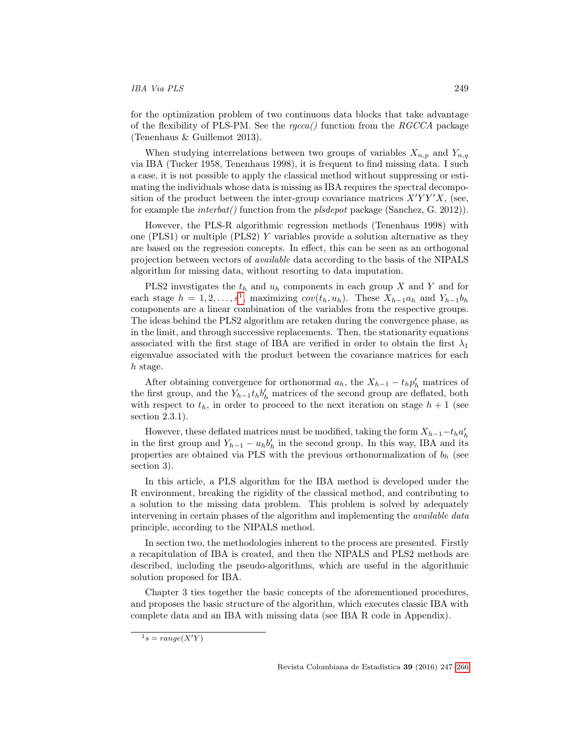for the optimization problem of two continuous data blocks that take advantage of the flexibility of PLS-PM. See the *rgcca()* function from the *RGCCA* package (Tenenhaus & Guillemot 2013).

When studying interrelations between two groups of variables $X_{n,p}$ and $Y_{n,q}$ via IBA (Tucker 1958, Tenenhaus 1998), it is frequent to find missing data. I such a case, it is not possible to apply the classical method without suppressing or estimating the individuals whose data is missing as IBA requires the spectral decomposition of the product between the inter-group covariance matrices $X'YY'X$, (see, for example the *interbat()* function from the *plsdepot* package (Sanchez, G. 2012)).

However, the PLS-R algorithmic regression methods (Tenenhaus 1998) with one (PLS1) or multiple (PLS2) $Y$ variables provide a solution alternative as they are based on the regression concepts. In effect, this can be seen as an orthogonal projection between vectors of *available* data according to the basis of the NIPALS algorithm for missing data, without resorting to data imputation.

PLS2 investigates the $t_h$ and $u_h$ components in each group $X$ and $Y$ and for each stage $h = 1, 2, \ldots, s$[1], maximizing $cov(t_h, u_h)$. These $X_{h-1}a_h$ and $Y_{h-1}b_h$ components are a linear combination of the variables from the respective groups. The ideas behind the PLS2 algorithm are retaken during the convergence phase, as in the limit, and through successive replacements. Then, the stationarity equations associated with the first stage of IBA are verified in order to obtain the first $\lambda_1$ eigenvalue associated with the product between the covariance matrices for each $h$ stage.

After obtaining convergence for orthonormal $a_h$, the $X_{h-1} - t_h p'_h$ matrices of the first group, and the $Y_{h-1} t_h b'_h$ matrices of the second group are deflated, both with respect to $t_h$, in order to proceed to the next iteration on stage $h + 1$ (see section 2.3.1).

However, these deflated matrices must be modified, taking the form $X_{h-1} - t_h a'_h$ in the first group and $Y_{h-1} - u_h b'_h$ in the second group. In this way, IBA and its properties are obtained via PLS with the previous orthonormalization of $b_h$ (see section 3).

In this article, a PLS algorithm for the IBA method is developed under the R environment, breaking the rigidity of the classical method, and contributing to a solution to the missing data problem. This problem is solved by adequately intervening in certain phases of the algorithm and implementing the *available data* principle, according to the NIPALS method.

In section two, the methodologies inherent to the process are presented. Firstly a recapitulation of IBA is created, and then the NIPALS and PLS2 methods are described, including the pseudo-algorithms, which are useful in the algorithmic solution proposed for IBA.

Chapter 3 ties together the basic concepts of the aforementioned procedures, and proposes the basic structure of the algorithm, which executes classic IBA with complete data and an IBA with missing data (see IBA R code in Appendix).

---

[1] $s = range(X'Y)$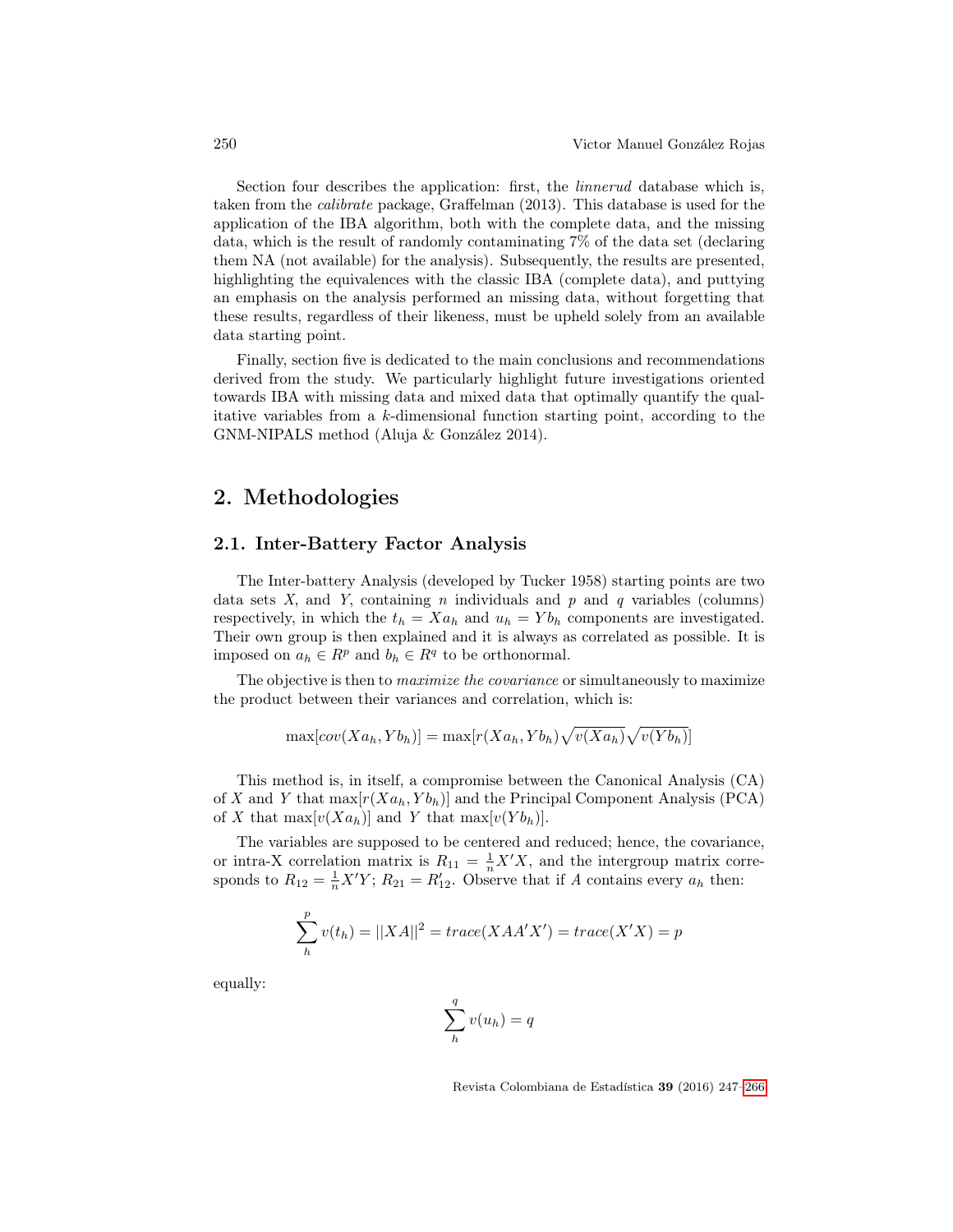Section four describes the application: first, the *linnerud* database which is, taken from the *calibrate* package, Graffelman (2013). This database is used for the application of the IBA algorithm, both with the complete data, and the missing data, which is the result of randomly contaminating 7% of the data set (declaring them NA (not available) for the analysis). Subsequently, the results are presented, highlighting the equivalences with the classic IBA (complete data), and puttying an emphasis on the analysis performed an missing data, without forgetting that these results, regardless of their likeness, must be upheld solely from an available data starting point.

Finally, section five is dedicated to the main conclusions and recommendations derived from the study. We particularly highlight future investigations oriented towards IBA with missing data and mixed data that optimally quantify the qualitative variables from a $k$-dimensional function starting point, according to the GNM-NIPALS method (Aluja & González 2014).

# 2. Methodologies

## 2.1. Inter-Battery Factor Analysis

The Inter-battery Analysis (developed by Tucker 1958) starting points are two data sets $X$, and $Y$, containing $n$ individuals and $p$ and $q$ variables (columns) respectively, in which the $t_h = Xa_h$ and $u_h = Yb_h$ components are investigated. Their own group is then explained and it is always as correlated as possible. It is imposed on $a_h \in R^p$ and $b_h \in R^q$ to be orthonormal.

The objective is then to *maximize the covariance* or simultaneously to maximize the product between their variances and correlation, which is:

$$\max[cov(Xa_h, Yb_h)] = \max[r(Xa_h, Yb_h)\sqrt{v(Xa_h)}\sqrt{v(Yb_h)}]$$

This method is, in itself, a compromise between the Canonical Analysis (CA) of $X$ and $Y$ that $\max[r(Xa_h, Yb_h)]$ and the Principal Component Analysis (PCA) of $X$ that $\max[v(Xa_h)]$ and $Y$ that $\max[v(Yb_h)]$.

The variables are supposed to be centered and reduced; hence, the covariance, or intra-X correlation matrix is $R_{11} = \frac{1}{n}X'X$, and the intergroup matrix corresponds to $R_{12} = \frac{1}{n}X'Y$; $R_{21} = R'_{12}$. Observe that if $A$ contains every $a_h$ then:

$$\sum_{h}^{p} v(t_h) = ||XA||^2 = trace(XAA'X') = trace(X'X) = p$$

equally:

$$\sum_{h}^{q} v(u_h) = q$$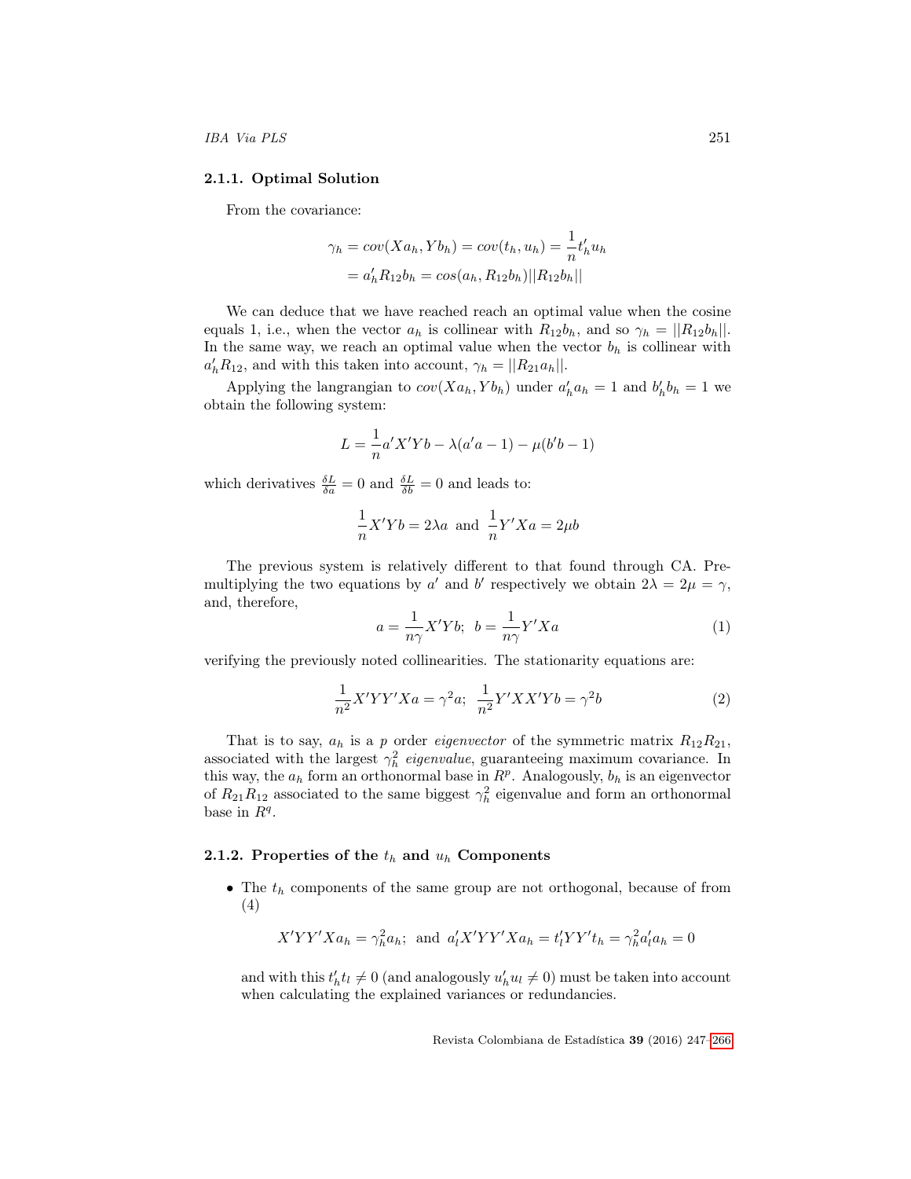### 2.1.1. Optimal Solution

From the covariance:

$$
\begin{aligned}
\gamma_h &= cov(Xa_h, Yb_h) = cov(t_h, u_h) = \frac{1}{n} t'_h u_h \\
&= a'_h R_{12} b_h = cos(a_h, R_{12} b_h) ||R_{12} b_h||
\end{aligned}
$$

We can deduce that we have reached reach an optimal value when the cosine equals 1, i.e., when the vector $a_h$ is collinear with $R_{12}b_h$, and so $\gamma_h = ||R_{12}b_h||$. In the same way, we reach an optimal value when the vector $b_h$ is collinear with $a'_h R_{12}$, and with this taken into account, $\gamma_h = ||R_{21}a_h||$.

Applying the langrangian to $cov(Xa_h, Yb_h)$ under $a'_h a_h = 1$ and $b'_h b_h = 1$ we obtain the following system:

$$
L = \frac{1}{n} a' X' Y b - \lambda(a'a - 1) - \mu(b'b - 1)
$$

which derivatives $\frac{\delta L}{\delta a} = 0$ and $\frac{\delta L}{\delta b} = 0$ and leads to:

$$
\frac{1}{n} X' Y b = 2\lambda a \;\text{ and }\; \frac{1}{n} Y' X a = 2\mu b
$$

The previous system is relatively different to that found through CA. Premultiplying the two equations by $a'$ and $b'$ respectively we obtain $2\lambda = 2\mu = \gamma$, and, therefore,

$$
a = \frac{1}{n\gamma} X' Y b; \;\; b = \frac{1}{n\gamma} Y' X a \tag{1}
$$

verifying the previously noted collinearities. The stationarity equations are:

$$
\frac{1}{n^2} X' Y Y' X a = \gamma^2 a; \;\; \frac{1}{n^2} Y' X X' Y b = \gamma^2 b \tag{2}
$$

That is to say, $a_h$ is a $p$ order *eigenvector* of the symmetric matrix $R_{12}R_{21}$, associated with the largest $\gamma_h^2$ *eigenvalue*, guaranteeing maximum covariance. In this way, the $a_h$ form an orthonormal base in $R^p$. Analogously, $b_h$ is an eigenvector of $R_{21}R_{12}$ associated to the same biggest $\gamma_h^2$ eigenvalue and form an orthonormal base in $R^q$.

### 2.1.2. Properties of the $t_h$ and $u_h$ Components

- The $t_h$ components of the same group are not orthogonal, because of from (4)

  $$
  X'YY'Xa_h = \gamma_h^2 a_h; \;\text{ and }\; a'_l X'YY'Xa_h = t'_l YY' t_h = \gamma_h^2 a'_l a_h = 0
  $$

  and with this $t'_h t_l \neq 0$ (and analogously $u'_h u_l \neq 0$) must be taken into account when calculating the explained variances or redundancies.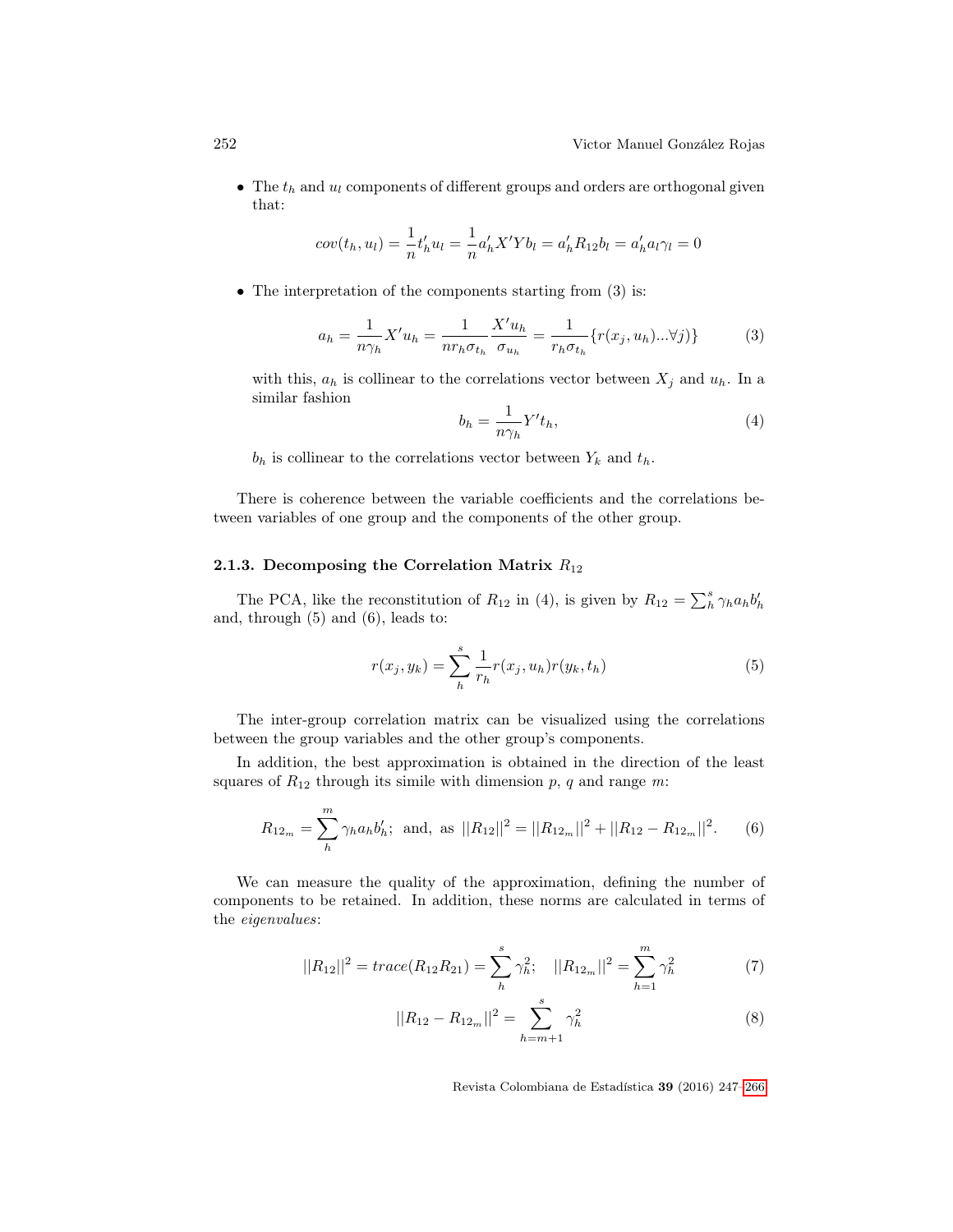- The $t_h$ and $u_l$ components of different groups and orders are orthogonal given that:

$$cov(t_h, u_l) = \frac{1}{n} t'_h u_l = \frac{1}{n} a'_h X' Y b_l = a'_h R_{12} b_l = a'_h a_l \gamma_l = 0$$

- The interpretation of the components starting from (3) is:

$$a_h = \frac{1}{n\gamma_h} X' u_h = \frac{1}{n r_h \sigma_{t_h}} \frac{X' u_h}{\sigma_{u_h}} = \frac{1}{r_h \sigma_{t_h}} \{r(x_j, u_h) ... \forall j)\} \tag{3}$$

  with this, $a_h$ is collinear to the correlations vector between $X_j$ and $u_h$. In a similar fashion

$$b_h = \frac{1}{n\gamma_h} Y' t_h, \tag{4}$$

  $b_h$ is collinear to the correlations vector between $Y_k$ and $t_h$.

There is coherence between the variable coefficients and the correlations between variables of one group and the components of the other group.

#### 2.1.3. Decomposing the Correlation Matrix $R_{12}$

The PCA, like the reconstitution of $R_{12}$ in (4), is given by $R_{12} = \sum_h^s \gamma_h a_h b'_h$ and, through (5) and (6), leads to:

$$r(x_j, y_k) = \sum_h^s \frac{1}{r_h} r(x_j, u_h) r(y_k, t_h) \tag{5}$$

The inter-group correlation matrix can be visualized using the correlations between the group variables and the other group's components.

In addition, the best approximation is obtained in the direction of the least squares of $R_{12}$ through its simile with dimension $p$, $q$ and range $m$:

$$R_{12_m} = \sum_h^m \gamma_h a_h b'_h; \text{ and, as } ||R_{12}||^2 = ||R_{12_m}||^2 + ||R_{12} - R_{12_m}||^2. \tag{6}$$

We can measure the quality of the approximation, defining the number of components to be retained. In addition, these norms are calculated in terms of the *eigenvalues*:

$$||R_{12}||^2 = trace(R_{12} R_{21}) = \sum_h^s \gamma_h^2; \quad ||R_{12_m}||^2 = \sum_{h=1}^m \gamma_h^2 \tag{7}$$

$$||R_{12} - R_{12_m}||^2 = \sum_{h=m+1}^s \gamma_h^2 \tag{8}$$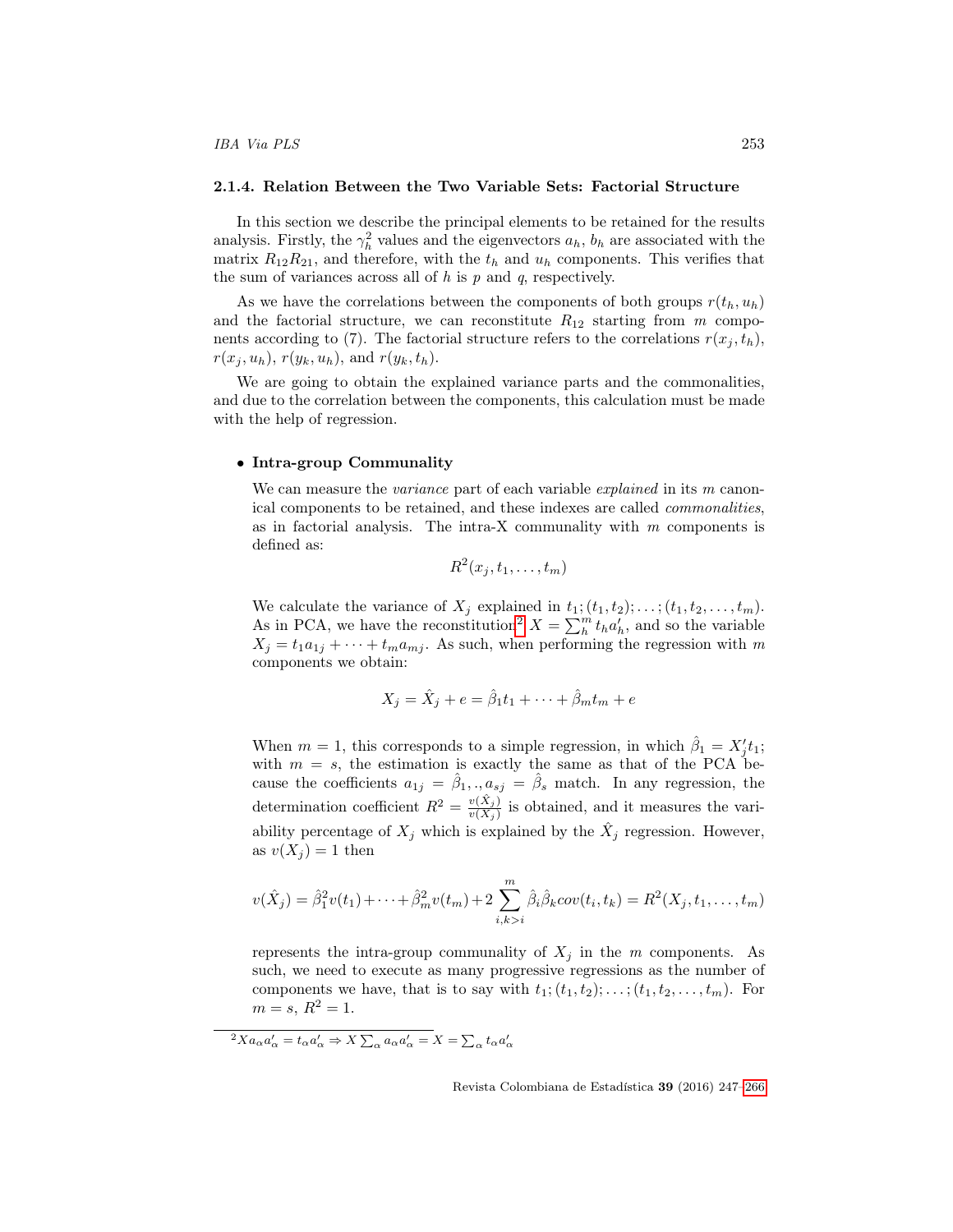### 2.1.4. Relation Between the Two Variable Sets: Factorial Structure

In this section we describe the principal elements to be retained for the results analysis. Firstly, the $\gamma_h^2$ values and the eigenvectors $a_h$, $b_h$ are associated with the matrix $R_{12}R_{21}$, and therefore, with the $t_h$ and $u_h$ components. This verifies that the sum of variances across all of $h$ is $p$ and $q$, respectively.

As we have the correlations between the components of both groups $r(t_h, u_h)$ and the factorial structure, we can reconstitute $R_{12}$ starting from $m$ components according to (7). The factorial structure refers to the correlations $r(x_j, t_h)$, $r(x_j, u_h)$, $r(y_k, u_h)$, and $r(y_k, t_h)$.

We are going to obtain the explained variance parts and the commonalities, and due to the correlation between the components, this calculation must be made with the help of regression.

- **Intra-group Communality**

  We can measure the *variance* part of each variable *explained* in its $m$ canonical components to be retained, and these indexes are called *commonalities*, as in factorial analysis. The intra-X communality with $m$ components is defined as:

  $$R^2(x_j, t_1, \dots, t_m)$$

  We calculate the variance of $X_j$ explained in $t_1; (t_1, t_2); \dots; (t_1, t_2, \dots, t_m)$. As in PCA, we have the reconstitution[2] $X = \sum_h^m t_h a_h'$, and so the variable $X_j = t_1 a_{1j} + \cdots + t_m a_{mj}$. As such, when performing the regression with $m$ components we obtain:

  $$X_j = \hat{X}_j + e = \hat{\beta}_1 t_1 + \cdots + \hat{\beta}_m t_m + e$$

  When $m = 1$, this corresponds to a simple regression, in which $\hat{\beta}_1 = X_j' t_1$; with $m = s$, the estimation is exactly the same as that of the PCA because the coefficients $a_{1j} = \hat{\beta}_1, .., a_{sj} = \hat{\beta}_s$ match. In any regression, the determination coefficient $R^2 = \frac{v(\hat{X}_j)}{v(X_j)}$ is obtained, and it measures the variability percentage of $X_j$ which is explained by the $\hat{X}_j$ regression. However, as $v(X_j) = 1$ then

  $$v(\hat{X}_j) = \hat{\beta}_1^2 v(t_1) + \cdots + \hat{\beta}_m^2 v(t_m) + 2\sum_{i,k>i}^{m} \hat{\beta}_i \hat{\beta}_k cov(t_i, t_k) = R^2(X_j, t_1, \dots, t_m)$$

  represents the intra-group communality of $X_j$ in the $m$ components. As such, we need to execute as many progressive regressions as the number of components we have, that is to say with $t_1; (t_1, t_2); \dots; (t_1, t_2, \dots, t_m)$. For $m = s$, $R^2 = 1$.

---

[2] $X a_\alpha a_\alpha' = t_\alpha a_\alpha' \Rightarrow X \sum_\alpha a_\alpha a_\alpha' = X = \sum_\alpha t_\alpha a_\alpha'$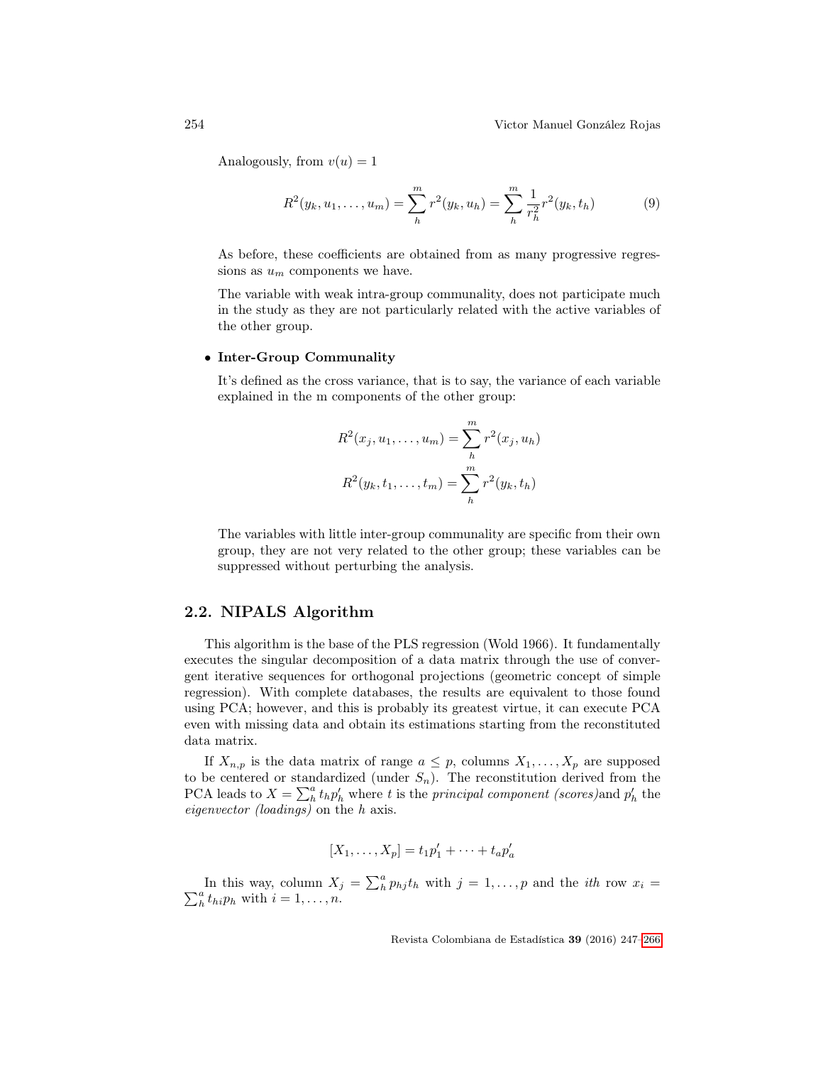Analogously, from $v(u) = 1$

$$R^2(y_k, u_1, \dots, u_m) = \sum_h^m r^2(y_k, u_h) = \sum_h^m \frac{1}{r_h^2} r^2(y_k, t_h) \tag{9}$$

As before, these coefficients are obtained from as many progressive regressions as $u_m$ components we have.

The variable with weak intra-group communality, does not participate much in the study as they are not particularly related with the active variables of the other group.

- **Inter-Group Communality**

  It's defined as the cross variance, that is to say, the variance of each variable explained in the m components of the other group:

$$R^2(x_j, u_1, \dots, u_m) = \sum_h^m r^2(x_j, u_h)$$

$$R^2(y_k, t_1, \dots, t_m) = \sum_h^m r^2(y_k, t_h)$$

  The variables with little inter-group communality are specific from their own group, they are not very related to the other group; these variables can be suppressed without perturbing the analysis.

## 2.2. NIPALS Algorithm

This algorithm is the base of the PLS regression (Wold 1966). It fundamentally executes the singular decomposition of a data matrix through the use of convergent iterative sequences for orthogonal projections (geometric concept of simple regression). With complete databases, the results are equivalent to those found using PCA; however, and this is probably its greatest virtue, it can execute PCA even with missing data and obtain its estimations starting from the reconstituted data matrix.

If $X_{n,p}$ is the data matrix of range $a \leq p$, columns $X_1, \dots, X_p$ are supposed to be centered or standardized (under $S_n$). The reconstitution derived from the PCA leads to $X = \sum_h^a t_h p_h'$ where $t$ is the *principal component (scores)*and $p_h'$ the *eigenvector (loadings)* on the $h$ axis.

$$[X_1, \dots, X_p] = t_1 p_1' + \dots + t_a p_a'$$

In this way, column $X_j = \sum_h^a p_{hj} t_h$ with $j = 1, \dots, p$ and the *ith* row $x_i = \sum_h^a t_{hi} p_h$ with $i = 1, \dots, n$.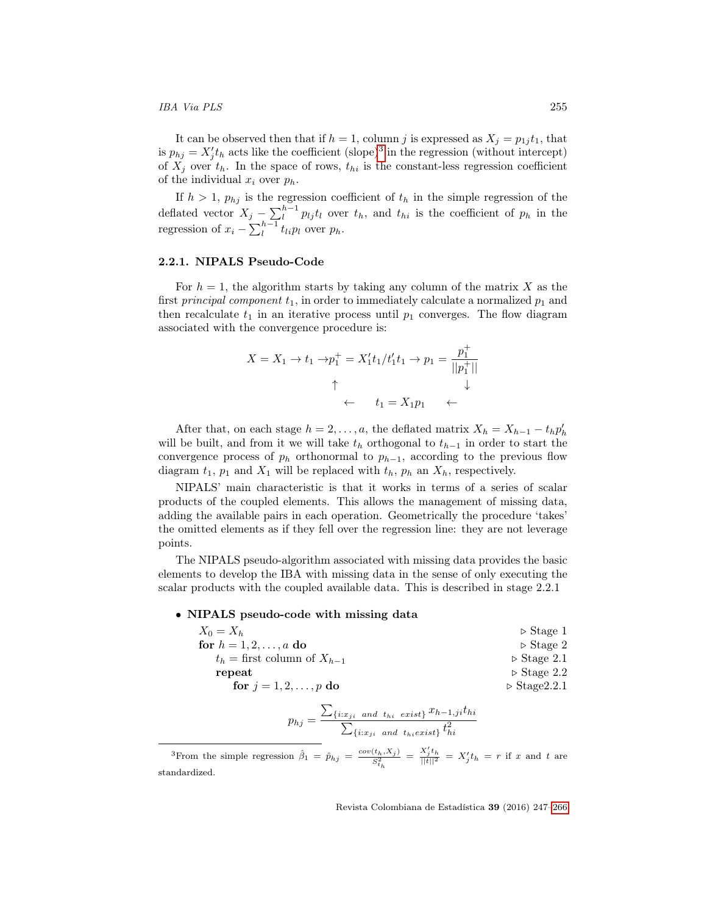It can be observed then that if $h = 1$, column $j$ is expressed as $X_j = p_{1j}t_1$, that is $p_{hj} = X_j' t_h$ acts like the coefficient (slope)[3] in the regression (without intercept) of $X_j$ over $t_h$. In the space of rows, $t_{hi}$ is the constant-less regression coefficient of the individual $x_i$ over $p_h$.

If $h > 1$, $p_{hj}$ is the regression coefficient of $t_h$ in the simple regression of the deflated vector $X_j - \sum_l^{h-1} p_{lj} t_l$ over $t_h$, and $t_{hi}$ is the coefficient of $p_h$ in the regression of $x_i - \sum_l^{h-1} t_{li} p_l$ over $p_h$.

### 2.2.1. NIPALS Pseudo-Code

For $h = 1$, the algorithm starts by taking any column of the matrix $X$ as the first *principal component* $t_1$, in order to immediately calculate a normalized $p_1$ and then recalculate $t_1$ in an iterative process until $p_1$ converges. The flow diagram associated with the convergence procedure is:

$$
\begin{array}{ccc}
X = X_1 \to t_1 \to & p_1^+ = X_1' t_1 / t_1' t_1 \to & p_1 = \dfrac{p_1^+}{||p_1^+||} \\
\uparrow & & \downarrow \\
\leftarrow & t_1 = X_1 p_1 & \leftarrow
\end{array}
$$

After that, on each stage $h = 2, \ldots, a$, the deflated matrix $X_h = X_{h-1} - t_h p_h'$ will be built, and from it we will take $t_h$ orthogonal to $t_{h-1}$ in order to start the convergence process of $p_h$ orthonormal to $p_{h-1}$, according to the previous flow diagram $t_1$, $p_1$ and $X_1$ will be replaced with $t_h$, $p_h$ an $X_h$, respectively.

NIPALS' main characteristic is that it works in terms of a series of scalar products of the coupled elements. This allows the management of missing data, adding the available pairs in each operation. Geometrically the procedure 'takes' the omitted elements as if they fell over the regression line: they are not leverage points.

The NIPALS pseudo-algorithm associated with missing data provides the basic elements to develop the IBA with missing data in the sense of only executing the scalar products with the coupled available data. This is described in stage 2.2.1

- **NIPALS pseudo-code with missing data**

$X_0 = X_h$ ▷ Stage 1
**for** $h = 1, 2, \ldots, a$ **do** ▷ Stage 2
  $t_h$ = first column of $X_{h-1}$ ▷ Stage 2.1
  **repeat** ▷ Stage 2.2
    **for** $j = 1, 2, \ldots, p$ **do** ▷ Stage2.2.1

$$
p_{hj} = \frac{\sum_{\{i: x_{ji} \ and \ t_{hi} \ exist\}} x_{h-1,ji} t_{hi}}{\sum_{\{i: x_{ji} \ and \ t_{hi} exist\}} t_{hi}^2}
$$

[3] From the simple regression $\hat{\beta}_1 = \hat{p}_{hj} = \frac{cov(t_h, X_j)}{S_{t_h}^2} = \frac{X_j' t_h}{||t||^2} = X_j' t_h = r$ if $x$ and $t$ are standardized.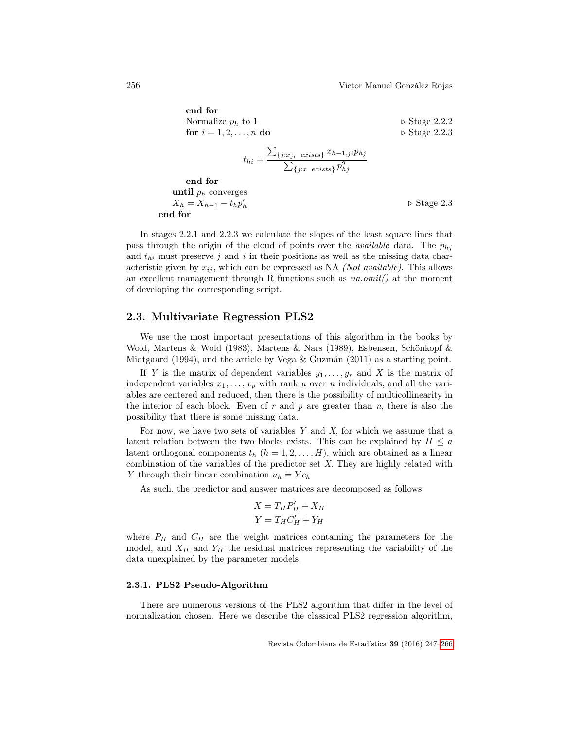```
        end for
        Normalize p_h to 1                                          ▷ Stage 2.2.2
        for i = 1, 2, ..., n do                                     ▷ Stage 2.2.3
```

$$t_{hi} = \frac{\sum_{\{j: x_{ji} \ \ exists\}} x_{h-1,ji} p_{hj}}{\sum_{\{j: x \ \ exists\}} p_{hj}^2}$$

```
        end for
    until p_h converges
    X_h = X_{h-1} - t_h p'_h                                        ▷ Stage 2.3
end for
```

In stages 2.2.1 and 2.2.3 we calculate the slopes of the least square lines that pass through the origin of the cloud of points over the *available* data. The $p_{hj}$ and $t_{hi}$ must preserve $j$ and $i$ in their positions as well as the missing data characteristic given by $x_{ij}$, which can be expressed as NA *(Not available)*. This allows an excellent management through R functions such as *na.omit()* at the moment of developing the corresponding script.

## 2.3. Multivariate Regression PLS2

We use the most important presentations of this algorithm in the books by Wold, Martens & Wold (1983), Martens & Nars (1989), Esbensen, Schönkopf & Midtgaard (1994), and the article by Vega & Guzmán (2011) as a starting point.

If $Y$ is the matrix of dependent variables $y_1, \ldots, y_r$ and $X$ is the matrix of independent variables $x_1, \ldots, x_p$ with rank $a$ over $n$ individuals, and all the variables are centered and reduced, then there is the possibility of multicollinearity in the interior of each block. Even of $r$ and $p$ are greater than $n$, there is also the possibility that there is some missing data.

For now, we have two sets of variables $Y$ and $X$, for which we assume that a latent relation between the two blocks exists. This can be explained by $H \leq a$ latent orthogonal components $t_h$ $(h = 1, 2, \ldots, H)$, which are obtained as a linear combination of the variables of the predictor set $X$. They are highly related with $Y$ through their linear combination $u_h = Yc_h$

As such, the predictor and answer matrices are decomposed as follows:

$$X = T_H P'_H + X_H$$
$$Y = T_H C'_H + Y_H$$

where $P_H$ and $C_H$ are the weight matrices containing the parameters for the model, and $X_H$ and $Y_H$ the residual matrices representing the variability of the data unexplained by the parameter models.

### 2.3.1. PLS2 Pseudo-Algorithm

There are numerous versions of the PLS2 algorithm that differ in the level of normalization chosen. Here we describe the classical PLS2 regression algorithm,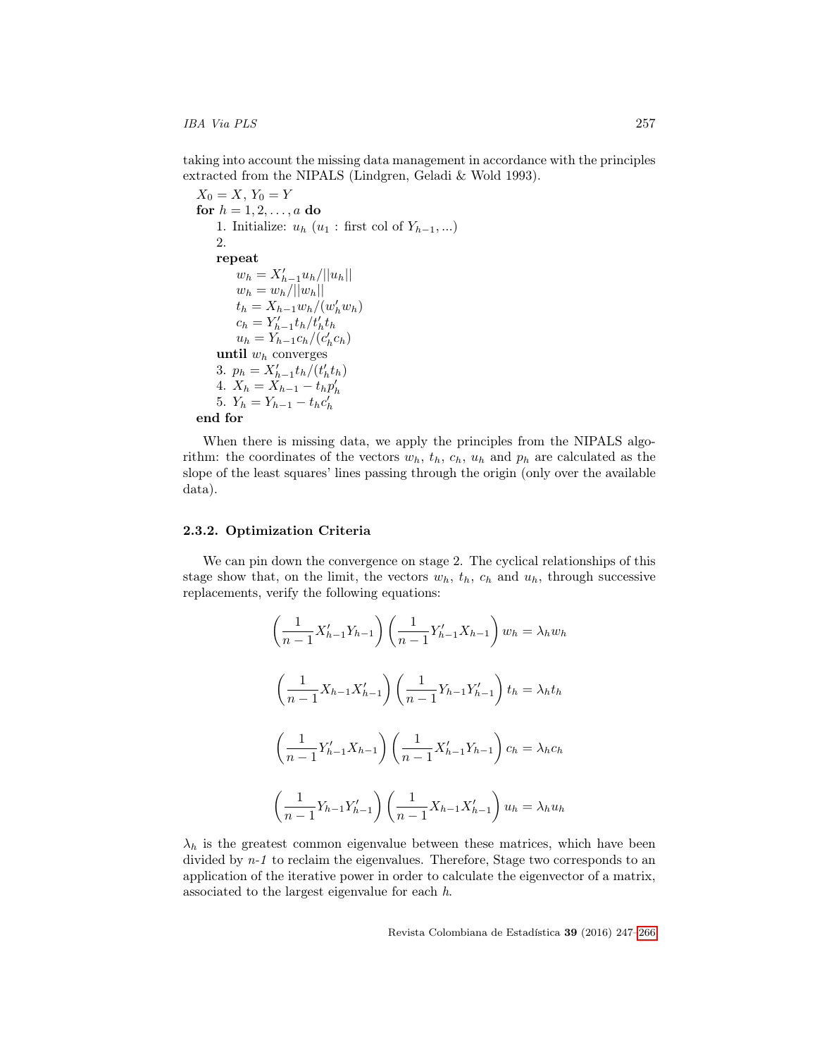taking into account the missing data management in accordance with the principles extracted from the NIPALS (Lindgren, Geladi & Wold 1993).

$X_0 = X$, $Y_0 = Y$
**for** $h = 1, 2, \ldots, a$ **do**
  1. Initialize: $u_h$ ($u_1$ : first col of $Y_{h-1}, \ldots$)
  2.
  **repeat**
    $w_h = X'_{h-1}u_h/||u_h||$
    $w_h = w_h/||w_h||$
    $t_h = X_{h-1}w_h/(w'_h w_h)$
    $c_h = Y'_{h-1}t_h/t'_h t_h$
    $u_h = Y_{h-1}c_h/(c'_h c_h)$
  **until** $w_h$ converges
  3. $p_h = X'_{h-1}t_h/(t'_h t_h)$
  4. $X_h = X_{h-1} - t_h p'_h$
  5. $Y_h = Y_{h-1} - t_h c'_h$
**end for**

When there is missing data, we apply the principles from the NIPALS algorithm: the coordinates of the vectors $w_h$, $t_h$, $c_h$, $u_h$ and $p_h$ are calculated as the slope of the least squares' lines passing through the origin (only over the available data).

### 2.3.2. Optimization Criteria

We can pin down the convergence on stage 2. The cyclical relationships of this stage show that, on the limit, the vectors $w_h$, $t_h$, $c_h$ and $u_h$, through successive replacements, verify the following equations:

$$\left(\frac{1}{n-1}X'_{h-1}Y_{h-1}\right)\left(\frac{1}{n-1}Y'_{h-1}X_{h-1}\right)w_h = \lambda_h w_h$$

$$\left(\frac{1}{n-1}X_{h-1}X'_{h-1}\right)\left(\frac{1}{n-1}Y_{h-1}Y'_{h-1}\right)t_h = \lambda_h t_h$$

$$\left(\frac{1}{n-1}Y'_{h-1}X_{h-1}\right)\left(\frac{1}{n-1}X'_{h-1}Y_{h-1}\right)c_h = \lambda_h c_h$$

$$\left(\frac{1}{n-1}Y_{h-1}Y'_{h-1}\right)\left(\frac{1}{n-1}X_{h-1}X'_{h-1}\right)u_h = \lambda_h u_h$$

$\lambda_h$ is the greatest common eigenvalue between these matrices, which have been divided by *n-1* to reclaim the eigenvalues. Therefore, Stage two corresponds to an application of the iterative power in order to calculate the eigenvector of a matrix, associated to the largest eigenvalue for each $h$.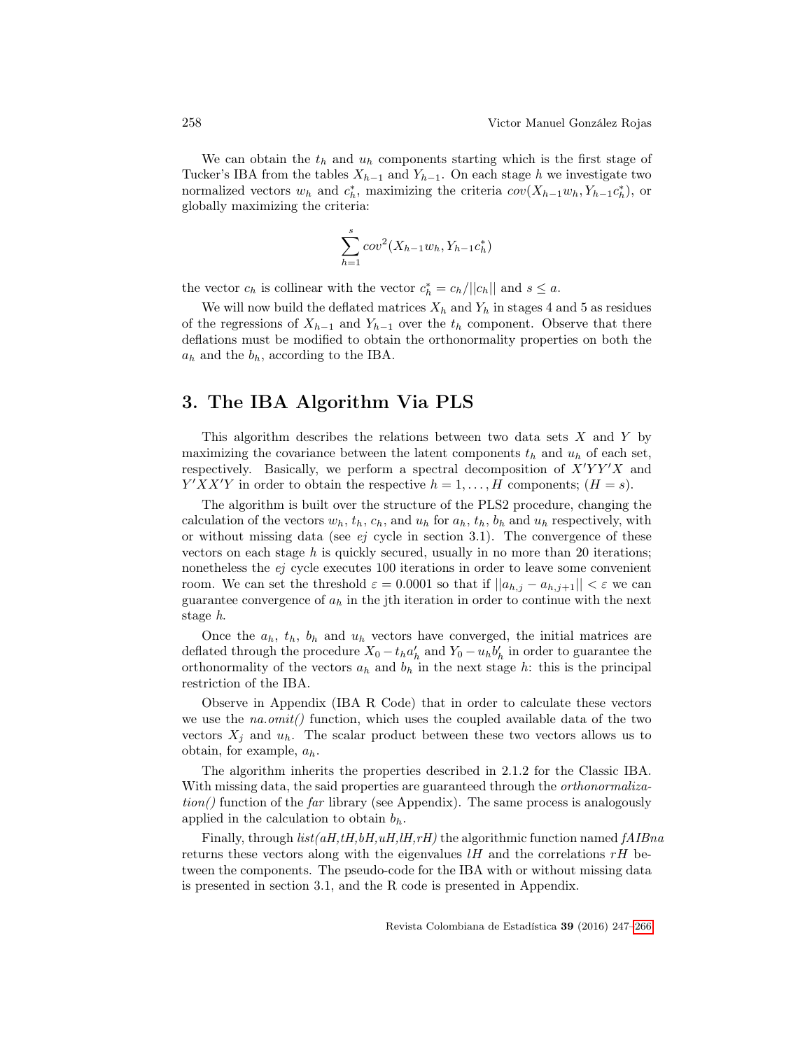We can obtain the $t_h$ and $u_h$ components starting which is the first stage of Tucker's IBA from the tables $X_{h-1}$ and $Y_{h-1}$. On each stage $h$ we investigate two normalized vectors $w_h$ and $c_h^*$, maximizing the criteria $cov(X_{h-1}w_h, Y_{h-1}c_h^*)$, or globally maximizing the criteria:

$$\sum_{h=1}^{s} cov^2(X_{h-1}w_h, Y_{h-1}c_h^*)$$

the vector $c_h$ is collinear with the vector $c_h^* = c_h/||c_h||$ and $s \leq a$.

We will now build the deflated matrices $X_h$ and $Y_h$ in stages 4 and 5 as residues of the regressions of $X_{h-1}$ and $Y_{h-1}$ over the $t_h$ component. Observe that there deflations must be modified to obtain the orthonormality properties on both the $a_h$ and the $b_h$, according to the IBA.

## 3. The IBA Algorithm Via PLS

This algorithm describes the relations between two data sets $X$ and $Y$ by maximizing the covariance between the latent components $t_h$ and $u_h$ of each set, respectively. Basically, we perform a spectral decomposition of $X'YY'X$ and $Y'XX'Y$ in order to obtain the respective $h = 1, \ldots, H$ components; $(H = s)$.

The algorithm is built over the structure of the PLS2 procedure, changing the calculation of the vectors $w_h$, $t_h$, $c_h$, and $u_h$ for $a_h$, $t_h$, $b_h$ and $u_h$ respectively, with or without missing data (see *ej* cycle in section 3.1). The convergence of these vectors on each stage $h$ is quickly secured, usually in no more than 20 iterations; nonetheless the *ej* cycle executes 100 iterations in order to leave some convenient room. We can set the threshold $\varepsilon = 0.0001$ so that if $||a_{h,j} - a_{h,j+1}|| < \varepsilon$ we can guarantee convergence of $a_h$ in the jth iteration in order to continue with the next stage $h$.

Once the $a_h$, $t_h$, $b_h$ and $u_h$ vectors have converged, the initial matrices are deflated through the procedure $X_0 - t_h a_h'$ and $Y_0 - u_h b_h'$ in order to guarantee the orthonormality of the vectors $a_h$ and $b_h$ in the next stage $h$: this is the principal restriction of the IBA.

Observe in Appendix (IBA R Code) that in order to calculate these vectors we use the *na.omit()* function, which uses the coupled available data of the two vectors $X_j$ and $u_h$. The scalar product between these two vectors allows us to obtain, for example, $a_h$.

The algorithm inherits the properties described in 2.1.2 for the Classic IBA. With missing data, the said properties are guaranteed through the *orthonormalization()* function of the *far* library (see Appendix). The same process is analogously applied in the calculation to obtain $b_h$.

Finally, through *list(aH,tH,bH,uH,lH,rH)* the algorithmic function named *fAIBna* returns these vectors along with the eigenvalues $lH$ and the correlations $rH$ between the components. The pseudo-code for the IBA with or without missing data is presented in section 3.1, and the R code is presented in Appendix.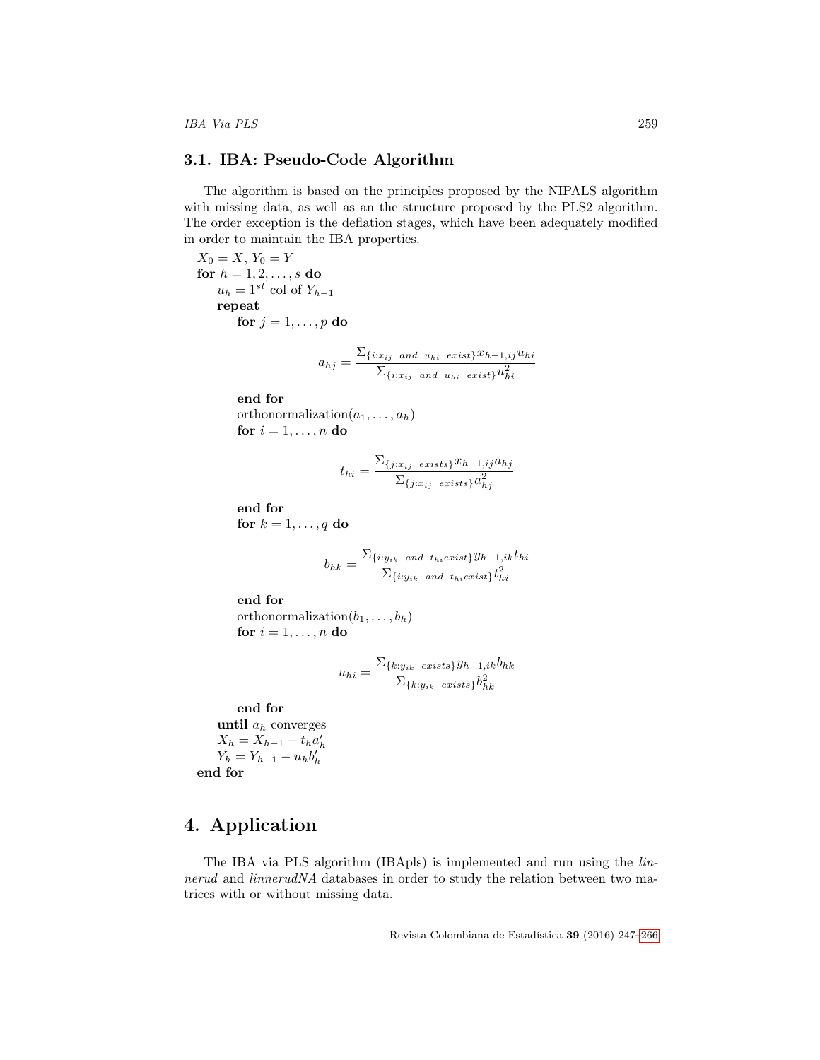### 3.1. IBA: Pseudo-Code Algorithm

The algorithm is based on the principles proposed by the NIPALS algorithm with missing data, as well as an the structure proposed by the PLS2 algorithm. The order exception is the deflation stages, which have been adequately modified in order to maintain the IBA properties.

$X_0 = X$, $Y_0 = Y$
**for** $h = 1, 2, \ldots, s$ **do**
  $u_h = 1^{st}$ col of $Y_{h-1}$
  **repeat**
    **for** $j = 1, \ldots, p$ **do**

$$a_{hj} = \frac{\Sigma_{\{i:x_{ij}\ \ and\ \ u_{hi}\ \ exist\}} x_{h-1,ij} u_{hi}}{\Sigma_{\{i:x_{ij}\ \ and\ \ u_{hi}\ \ exist\}} u_{hi}^2}$$

    **end for**
    orthonormalization$(a_1, \ldots, a_h)$
    **for** $i = 1, \ldots, n$ **do**

$$t_{hi} = \frac{\Sigma_{\{j:x_{ij}\ \ exists\}} x_{h-1,ij} a_{hj}}{\Sigma_{\{j:x_{ij}\ \ exists\}} a_{hj}^2}$$

    **end for**
    **for** $k = 1, \ldots, q$ **do**

$$b_{hk} = \frac{\Sigma_{\{i:y_{ik}\ \ and\ \ t_{hi} exist\}} y_{h-1,ik} t_{hi}}{\Sigma_{\{i:y_{ik}\ \ and\ \ t_{hi} exist\}} t_{hi}^2}$$

    **end for**
    orthonormalization$(b_1, \ldots, b_h)$
    **for** $i = 1, \ldots, n$ **do**

$$u_{hi} = \frac{\Sigma_{\{k:y_{ik}\ \ exists\}} y_{h-1,ik} b_{hk}}{\Sigma_{\{k:y_{ik}\ \ exists\}} b_{hk}^2}$$

    **end for**
  **until** $a_h$ converges
  $X_h = X_{h-1} - t_h a_h'$
  $Y_h = Y_{h-1} - u_h b_h'$
**end for**

# 4. Application

The IBA via PLS algorithm (IBApls) is implemented and run using the *linnerud* and *linnerudNA* databases in order to study the relation between two matrices with or without missing data.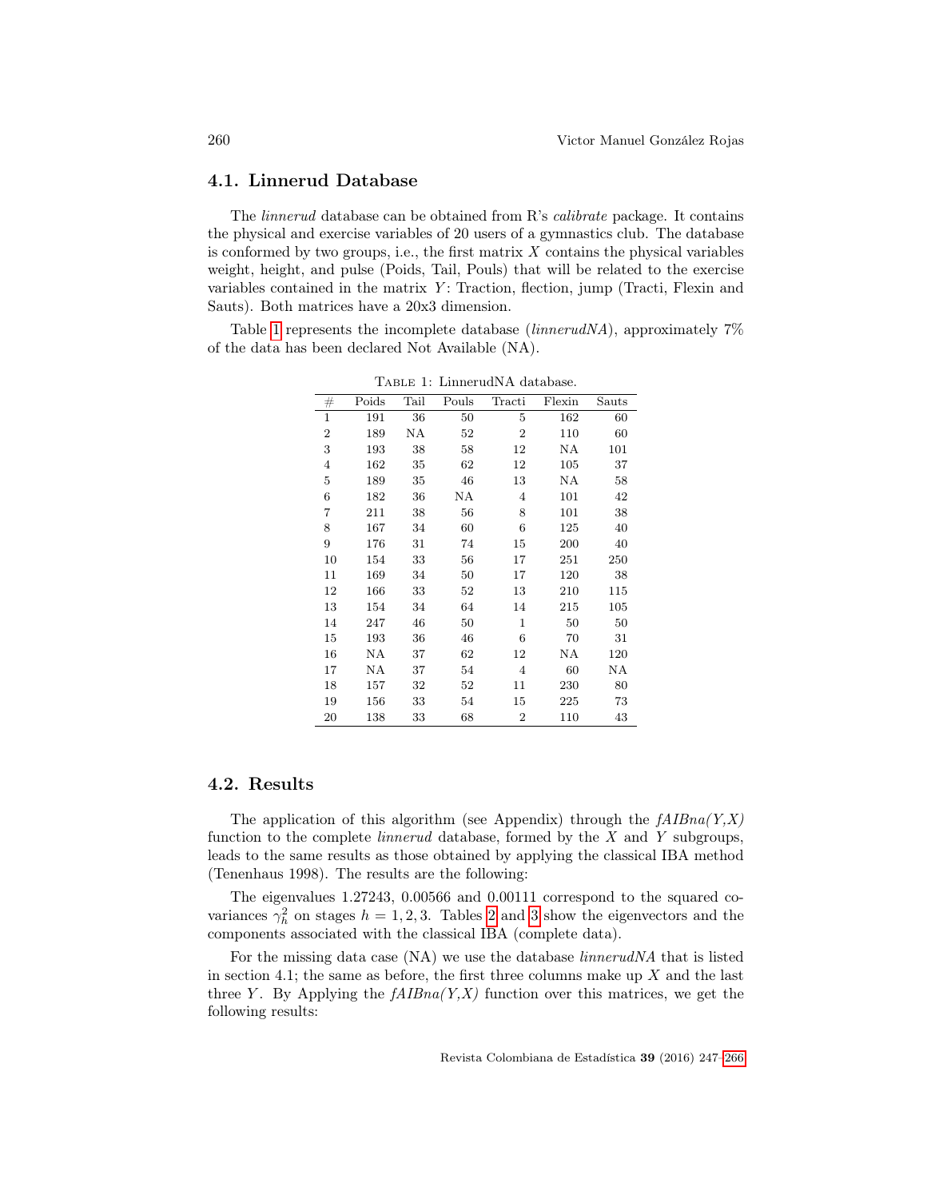## 4.1. Linnerud Database

The *linnerud* database can be obtained from R's *calibrate* package. It contains the physical and exercise variables of 20 users of a gymnastics club. The database is conformed by two groups, i.e., the first matrix $X$ contains the physical variables weight, height, and pulse (Poids, Tail, Pouls) that will be related to the exercise variables contained in the matrix $Y$: Traction, flection, jump (Tracti, Flexin and Sauts). Both matrices have a 20x3 dimension.

Table 1 represents the incomplete database (*linnerudNA*), approximately 7% of the data has been declared Not Available (NA).

Table 1: LinnerudNA database.

| # | Poids | Tail | Pouls | Tracti | Flexin | Sauts |
|---|---|---|---|---|---|---|
| 1 | 191 | 36 | 50 | 5 | 162 | 60 |
| 2 | 189 | NA | 52 | 2 | 110 | 60 |
| 3 | 193 | 38 | 58 | 12 | NA | 101 |
| 4 | 162 | 35 | 62 | 12 | 105 | 37 |
| 5 | 189 | 35 | 46 | 13 | NA | 58 |
| 6 | 182 | 36 | NA | 4 | 101 | 42 |
| 7 | 211 | 38 | 56 | 8 | 101 | 38 |
| 8 | 167 | 34 | 60 | 6 | 125 | 40 |
| 9 | 176 | 31 | 74 | 15 | 200 | 40 |
| 10 | 154 | 33 | 56 | 17 | 251 | 250 |
| 11 | 169 | 34 | 50 | 17 | 120 | 38 |
| 12 | 166 | 33 | 52 | 13 | 210 | 115 |
| 13 | 154 | 34 | 64 | 14 | 215 | 105 |
| 14 | 247 | 46 | 50 | 1 | 50 | 50 |
| 15 | 193 | 36 | 46 | 6 | 70 | 31 |
| 16 | NA | 37 | 62 | 12 | NA | 120 |
| 17 | NA | 37 | 54 | 4 | 60 | NA |
| 18 | 157 | 32 | 52 | 11 | 230 | 80 |
| 19 | 156 | 33 | 54 | 15 | 225 | 73 |
| 20 | 138 | 33 | 68 | 2 | 110 | 43 |

## 4.2. Results

The application of this algorithm (see Appendix) through the *fAIBna(Y,X)* function to the complete *linnerud* database, formed by the $X$ and $Y$ subgroups, leads to the same results as those obtained by applying the classical IBA method (Tenenhaus 1998). The results are the following:

The eigenvalues 1.27243, 0.00566 and 0.00111 correspond to the squared covariances $\gamma_h^2$ on stages $h = 1, 2, 3$. Tables 2 and 3 show the eigenvectors and the components associated with the classical IBA (complete data).

For the missing data case (NA) we use the database *linnerudNA* that is listed in section 4.1; the same as before, the first three columns make up $X$ and the last three $Y$. By Applying the *fAIBna(Y,X)* function over this matrices, we get the following results: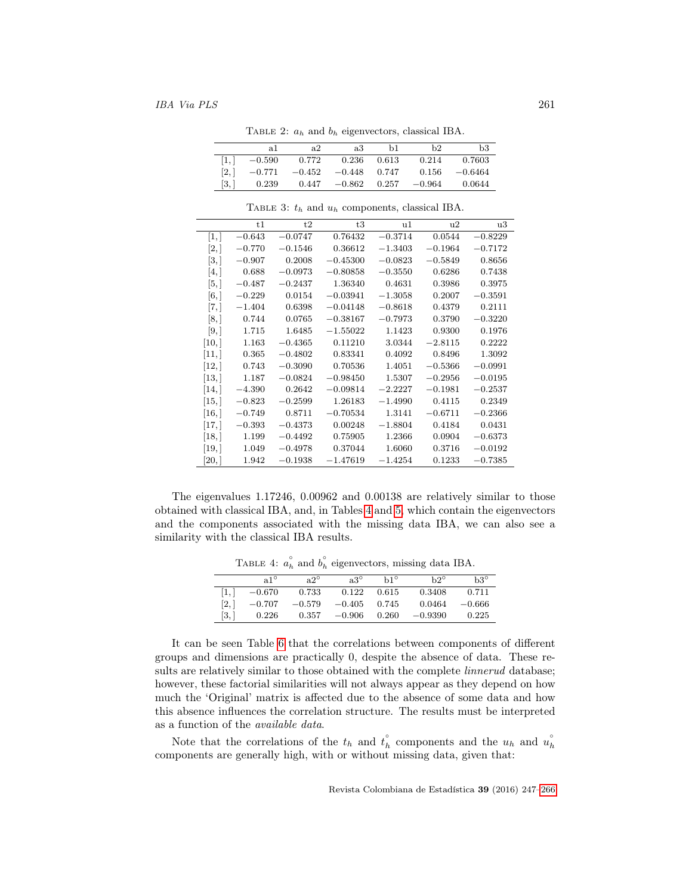Table 2: $a_h$ and $b_h$ eigenvectors, classical IBA.

| | a1 | a2 | a3 | b1 | b2 | b3 |
|---|---|---|---|---|---|---|
| [1,] | −0.590 | 0.772 | 0.236 | 0.613 | 0.214 | 0.7603 |
| [2,] | −0.771 | −0.452 | −0.448 | 0.747 | 0.156 | −0.6464 |
| [3,] | 0.239 | 0.447 | −0.862 | 0.257 | −0.964 | 0.0644 |

Table 3: $t_h$ and $u_h$ components, classical IBA.

| | t1 | t2 | t3 | u1 | u2 | u3 |
|---|---|---|---|---|---|---|
| [1,] | −0.643 | −0.0747 | 0.76432 | −0.3714 | 0.0544 | −0.8229 |
| [2,] | −0.770 | −0.1546 | 0.36612 | −1.3403 | −0.1964 | −0.7172 |
| [3,] | −0.907 | 0.2008 | −0.45300 | −0.0823 | −0.5849 | 0.8656 |
| [4,] | 0.688 | −0.0973 | −0.80858 | −0.3550 | 0.6286 | 0.7438 |
| [5,] | −0.487 | −0.2437 | 1.36340 | 0.4631 | 0.3986 | 0.3975 |
| [6,] | −0.229 | 0.0154 | −0.03941 | −1.3058 | 0.2007 | −0.3591 |
| [7,] | −1.404 | 0.6398 | −0.04148 | −0.8618 | 0.4379 | 0.2111 |
| [8,] | 0.744 | 0.0765 | −0.38167 | −0.7973 | 0.3790 | −0.3220 |
| [9,] | 1.715 | 1.6485 | −1.55022 | 1.1423 | 0.9300 | 0.1976 |
| [10,] | 1.163 | −0.4365 | 0.11210 | 3.0344 | −2.8115 | 0.2222 |
| [11,] | 0.365 | −0.4802 | 0.83341 | 0.4092 | 0.8496 | 1.3092 |
| [12,] | 0.743 | −0.3090 | 0.70536 | 1.4051 | −0.5366 | −0.0991 |
| [13,] | 1.187 | −0.0824 | −0.98450 | 1.5307 | −0.2956 | −0.0195 |
| [14,] | −4.390 | 0.2642 | −0.09814 | −2.2227 | −0.1981 | −0.2537 |
| [15,] | −0.823 | −0.2599 | 1.26183 | −1.4990 | 0.4115 | 0.2349 |
| [16,] | −0.749 | 0.8711 | −0.70534 | 1.3141 | −0.6711 | −0.2366 |
| [17,] | −0.393 | −0.4373 | 0.00248 | −1.8804 | 0.4184 | 0.0431 |
| [18,] | 1.199 | −0.4492 | 0.75905 | 1.2366 | 0.0904 | −0.6373 |
| [19,] | 1.049 | −0.4978 | 0.37044 | 1.6060 | 0.3716 | −0.0192 |
| [20,] | 1.942 | −0.1938 | −1.47619 | −1.4254 | 0.1233 | −0.7385 |

The eigenvalues 1.17246, 0.00962 and 0.00138 are relatively similar to those obtained with classical IBA, and, in Tables 4 and 5, which contain the eigenvectors and the components associated with the missing data IBA, we can also see a similarity with the classical IBA results.

Table 4: $\overset{\circ}{a}_h$ and $\overset{\circ}{b}_h$ eigenvectors, missing data IBA.

| | a1° | a2° | a3° | b1° | b2° | b3° |
|---|---|---|---|---|---|---|
| [1,] | −0.670 | 0.733 | 0.122 | 0.615 | 0.3408 | 0.711 |
| [2,] | −0.707 | −0.579 | −0.405 | 0.745 | 0.0464 | −0.666 |
| [3,] | 0.226 | 0.357 | −0.906 | 0.260 | −0.9390 | 0.225 |

It can be seen Table 6 that the correlations between components of different groups and dimensions are practically 0, despite the absence of data. These results are relatively similar to those obtained with the complete *linnerud* database; however, these factorial similarities will not always appear as they depend on how much the 'Original' matrix is affected due to the absence of some data and how this absence influences the correlation structure. The results must be interpreted as a function of the *available data*.

Note that the correlations of the $t_h$ and $\overset{\circ}{t}_h$ components and the $u_h$ and $\overset{\circ}{u}_h$ components are generally high, with or without missing data, given that: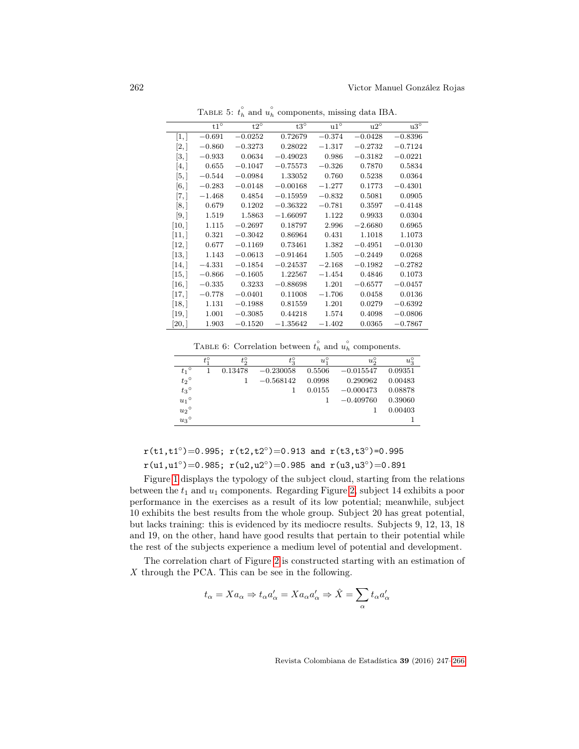TABLE 5: $\overset{\circ}{t_h}$ and $\overset{\circ}{u_h}$ components, missing data IBA.

| | t1° | t2° | t3° | u1° | u2° | u3° |
|---|---|---|---|---|---|---|
| [1,] | −0.691 | −0.0252 | 0.72679 | −0.374 | −0.0428 | −0.8396 |
| [2,] | −0.860 | −0.3273 | 0.28022 | −1.317 | −0.2732 | −0.7124 |
| [3,] | −0.933 | 0.0634 | −0.49023 | 0.986 | −0.3182 | −0.0221 |
| [4,] | 0.655 | −0.1047 | −0.75573 | −0.326 | 0.7870 | 0.5834 |
| [5,] | −0.544 | −0.0984 | 1.33052 | 0.760 | 0.5238 | 0.0364 |
| [6,] | −0.283 | −0.0148 | −0.00168 | −1.277 | 0.1773 | −0.4301 |
| [7,] | −1.468 | 0.4854 | −0.15959 | −0.832 | 0.5081 | 0.0905 |
| [8,] | 0.679 | 0.1202 | −0.36322 | −0.781 | 0.3597 | −0.4148 |
| [9,] | 1.519 | 1.5863 | −1.66097 | 1.122 | 0.9933 | 0.0304 |
| [10,] | 1.115 | −0.2697 | 0.18797 | 2.996 | −2.6680 | 0.6965 |
| [11,] | 0.321 | −0.3042 | 0.86964 | 0.431 | 1.1018 | 1.1073 |
| [12,] | 0.677 | −0.1169 | 0.73461 | 1.382 | −0.4951 | −0.0130 |
| [13,] | 1.143 | −0.0613 | −0.91464 | 1.505 | −0.2449 | 0.0268 |
| [14,] | −4.331 | −0.1854 | −0.24537 | −2.168 | −0.1982 | −0.2782 |
| [15,] | −0.866 | −0.1605 | 1.22567 | −1.454 | 0.4846 | 0.1073 |
| [16,] | −0.335 | 0.3233 | −0.88698 | 1.201 | −0.6577 | −0.0457 |
| [17,] | −0.778 | −0.0401 | 0.11008 | −1.706 | 0.0458 | 0.0136 |
| [18,] | 1.131 | −0.1988 | 0.81559 | 1.201 | 0.0279 | −0.6392 |
| [19,] | 1.001 | −0.3085 | 0.44218 | 1.574 | 0.4098 | −0.0806 |
| [20,] | 1.903 | −0.1520 | −1.35642 | −1.402 | 0.0365 | −0.7867 |

TABLE 6: Correlation between $\overset{\circ}{t_h}$ and $\overset{\circ}{u_h}$ components.

| | $t_1^\circ$ | $t_2^\circ$ | $t_3^\circ$ | $u_1^\circ$ | $u_2^\circ$ | $u_3^\circ$ |
|---|---|---|---|---|---|---|
| $t_1{}^\circ$ | 1 | 0.13478 | −0.230058 | 0.5506 | −0.015547 | 0.09351 |
| $t_2{}^\circ$ | | 1 | −0.568142 | 0.0998 | 0.290962 | 0.00483 |
| $t_3{}^\circ$ | | | 1 | 0.0155 | −0.000473 | 0.08878 |
| $u_1{}^\circ$ | | | | 1 | −0.409760 | 0.39060 |
| $u_2{}^\circ$ | | | | | 1 | 0.00403 |
| $u_3{}^\circ$ | | | | | | 1 |

r(t1,t1°)=0.995; r(t2,t2°)=0.913 and r(t3,t3°)=0.995

r(u1,u1°)=0.985; r(u2,u2°)=0.985 and r(u3,u3°)=0.891

Figure 1 displays the typology of the subject cloud, starting from the relations between the $t_1$ and $u_1$ components. Regarding Figure 2, subject 14 exhibits a poor performance in the exercises as a result of its low potential; meanwhile, subject 10 exhibits the best results from the whole group. Subject 20 has great potential, but lacks training: this is evidenced by its mediocre results. Subjects 9, 12, 13, 18 and 19, on the other, hand have good results that pertain to their potential while the rest of the subjects experience a medium level of potential and development.

The correlation chart of Figure 2 is constructed starting with an estimation of $X$ through the PCA. This can be see in the following.

$$t_\alpha = Xa_\alpha \Rightarrow t_\alpha a'_\alpha = Xa_\alpha a'_\alpha \Rightarrow \hat{X} = \sum_\alpha t_\alpha a'_\alpha$$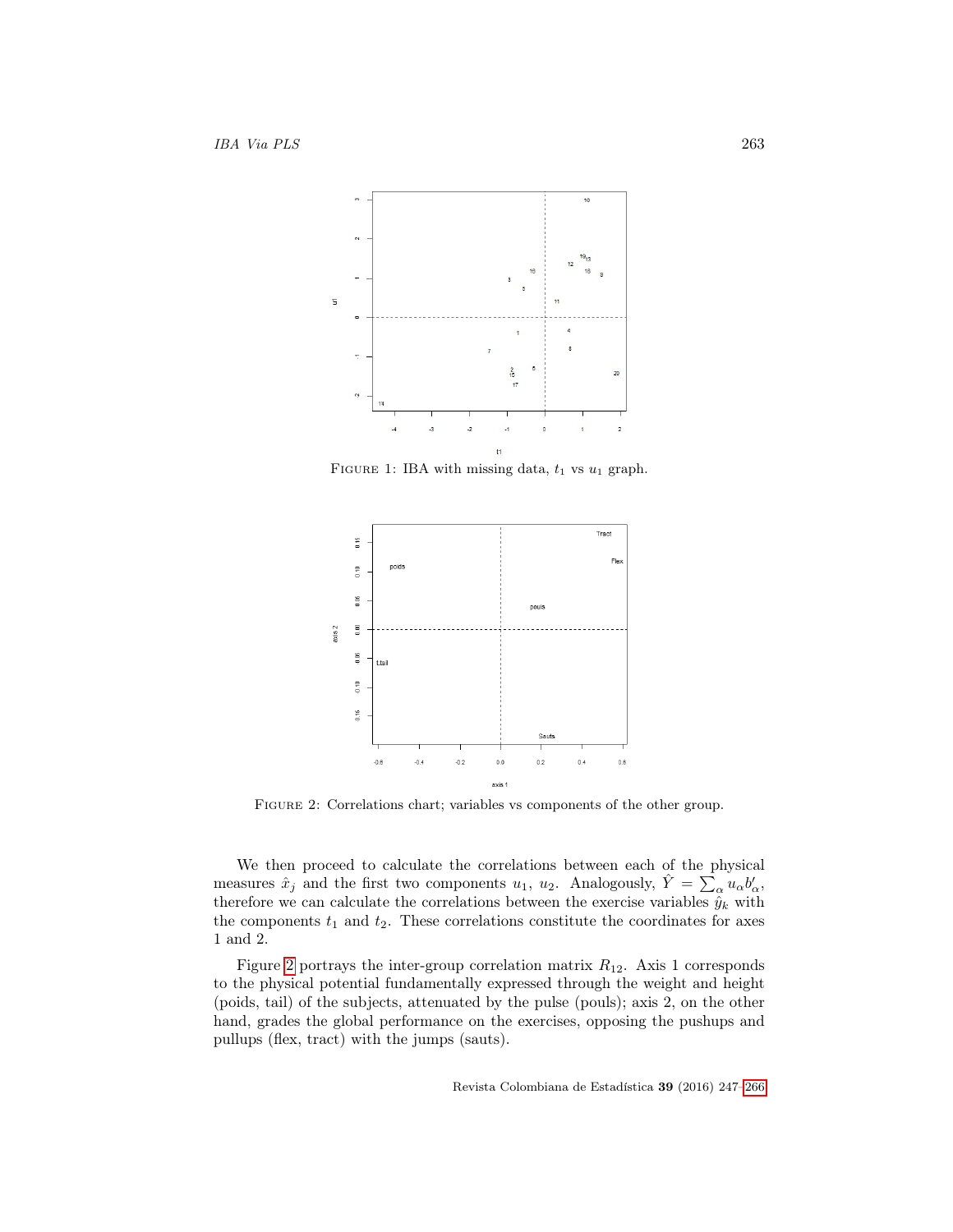FIGURE 1: IBA with missing data, $t_1$ vs $u_1$ graph.

FIGURE 2: Correlations chart; variables vs components of the other group.

We then proceed to calculate the correlations between each of the physical measures $\hat{x}_j$ and the first two components $u_1$, $u_2$. Analogously, $\hat{Y} = \sum_\alpha u_\alpha b'_\alpha$, therefore we can calculate the correlations between the exercise variables $\hat{y}_k$ with the components $t_1$ and $t_2$. These correlations constitute the coordinates for axes 1 and 2.

Figure 2 portrays the inter-group correlation matrix $R_{12}$. Axis 1 corresponds to the physical potential fundamentally expressed through the weight and height (poids, tail) of the subjects, attenuated by the pulse (pouls); axis 2, on the other hand, grades the global performance on the exercises, opposing the pushups and pullups (flex, tract) with the jumps (sauts).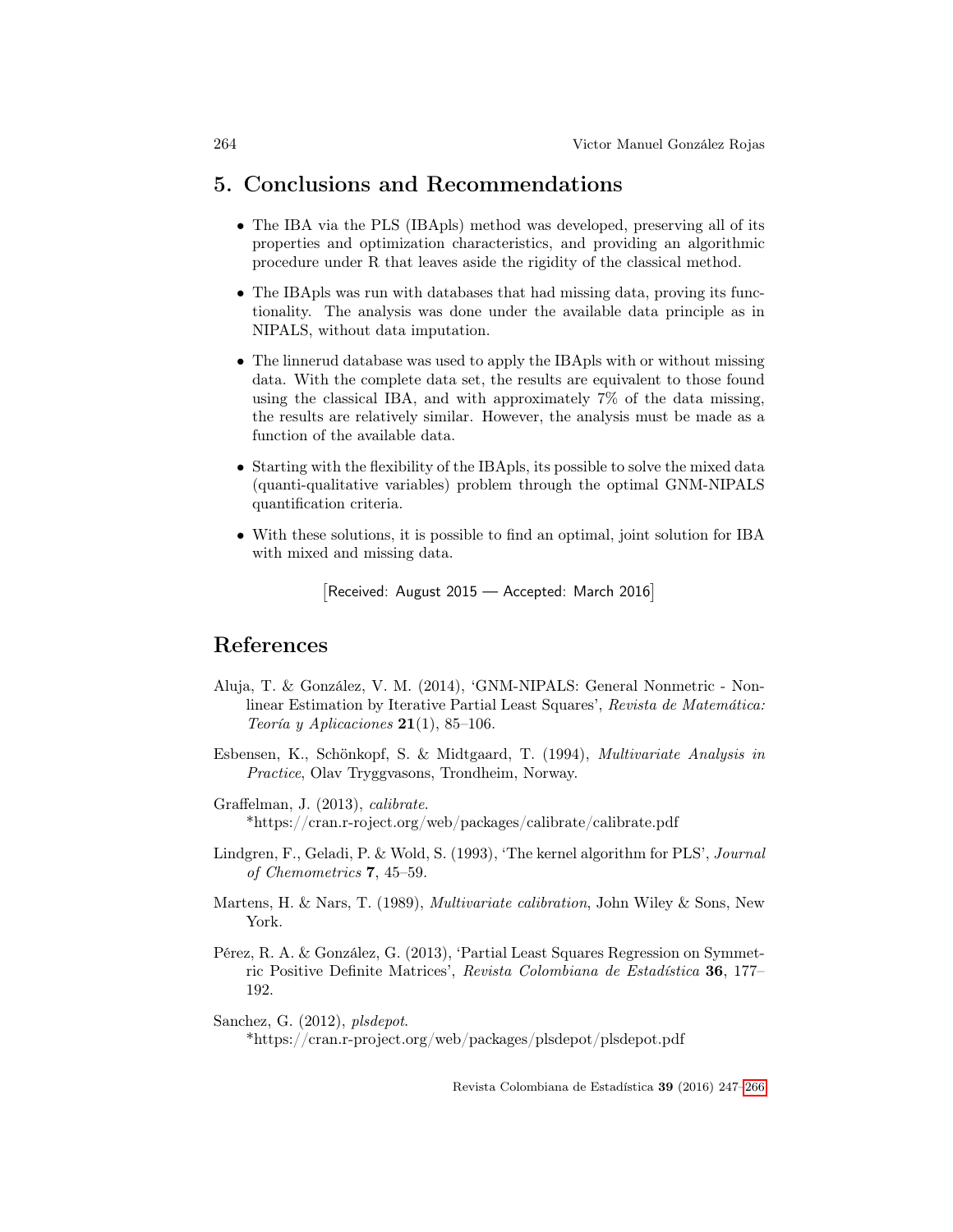## 5. Conclusions and Recommendations

- The IBA via the PLS (IBApls) method was developed, preserving all of its properties and optimization characteristics, and providing an algorithmic procedure under R that leaves aside the rigidity of the classical method.
- The IBApls was run with databases that had missing data, proving its functionality. The analysis was done under the available data principle as in NIPALS, without data imputation.
- The linnerud database was used to apply the IBApls with or without missing data. With the complete data set, the results are equivalent to those found using the classical IBA, and with approximately 7% of the data missing, the results are relatively similar. However, the analysis must be made as a function of the available data.
- Starting with the flexibility of the IBApls, its possible to solve the mixed data (quanti-qualitative variables) problem through the optimal GNM-NIPALS quantification criteria.
- With these solutions, it is possible to find an optimal, joint solution for IBA with mixed and missing data.

[Received: August 2015 — Accepted: March 2016]

## References

Aluja, T. & González, V. M. (2014), 'GNM-NIPALS: General Nonmetric - Nonlinear Estimation by Iterative Partial Least Squares', *Revista de Matemática: Teoría y Aplicaciones* **21**(1), 85–106.

Esbensen, K., Schönkopf, S. & Midtgaard, T. (1994), *Multivariate Analysis in Practice*, Olav Tryggvasons, Trondheim, Norway.

Graffelman, J. (2013), *calibrate*.
*https://cran.r-roject.org/web/packages/calibrate/calibrate.pdf

Lindgren, F., Geladi, P. & Wold, S. (1993), 'The kernel algorithm for PLS', *Journal of Chemometrics* **7**, 45–59.

Martens, H. & Nars, T. (1989), *Multivariate calibration*, John Wiley & Sons, New York.

Pérez, R. A. & González, G. (2013), 'Partial Least Squares Regression on Symmetric Positive Definite Matrices', *Revista Colombiana de Estadística* **36**, 177–192.

Sanchez, G. (2012), *plsdepot*.
*https://cran.r-project.org/web/packages/plsdepot/plsdepot.pdf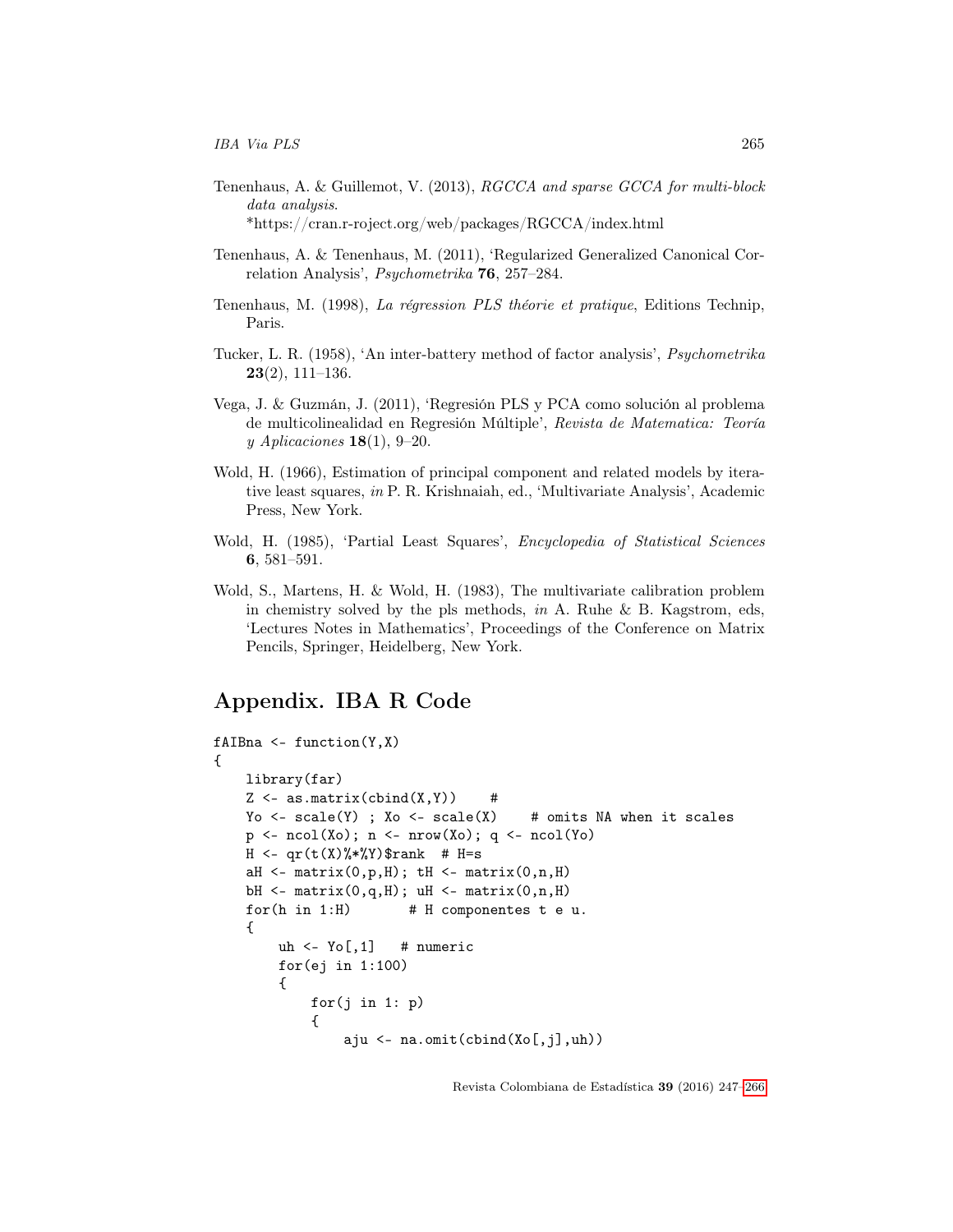Tenenhaus, A. & Guillemot, V. (2013), *RGCCA and sparse GCCA for multi-block data analysis*. \*https://cran.r-roject.org/web/packages/RGCCA/index.html

Tenenhaus, A. & Tenenhaus, M. (2011), 'Regularized Generalized Canonical Correlation Analysis', *Psychometrika* **76**, 257–284.

Tenenhaus, M. (1998), *La régression PLS théorie et pratique*, Editions Technip, Paris.

Tucker, L. R. (1958), 'An inter-battery method of factor analysis', *Psychometrika* **23**(2), 111–136.

Vega, J. & Guzmán, J. (2011), 'Regresión PLS y PCA como solución al problema de multicolinealidad en Regresión Múltiple', *Revista de Matematica: Teoría y Aplicaciones* **18**(1), 9–20.

Wold, H. (1966), Estimation of principal component and related models by iterative least squares, *in* P. R. Krishnaiah, ed., 'Multivariate Analysis', Academic Press, New York.

Wold, H. (1985), 'Partial Least Squares', *Encyclopedia of Statistical Sciences* **6**, 581–591.

Wold, S., Martens, H. & Wold, H. (1983), The multivariate calibration problem in chemistry solved by the pls methods, *in* A. Ruhe & B. Kagstrom, eds, 'Lectures Notes in Mathematics', Proceedings of the Conference on Matrix Pencils, Springer, Heidelberg, New York.

## Appendix. IBA R Code

```
fAIBna <- function(Y,X)
{
    library(far)
    Z <- as.matrix(cbind(X,Y))    #
    Yo <- scale(Y) ; Xo <- scale(X)    # omits NA when it scales
    p <- ncol(Xo); n <- nrow(Xo); q <- ncol(Yo)
    H <- qr(t(X)%*%Y)$rank  # H=s
    aH <- matrix(0,p,H); tH <- matrix(0,n,H)
    bH <- matrix(0,q,H); uH <- matrix(0,n,H)
    for(h in 1:H)       # H componentes t e u.
    {
        uh <- Yo[,1]   # numeric
        for(ej in 1:100)
        {
            for(j in 1: p)
            {
                aju <- na.omit(cbind(Xo[,j],uh))
```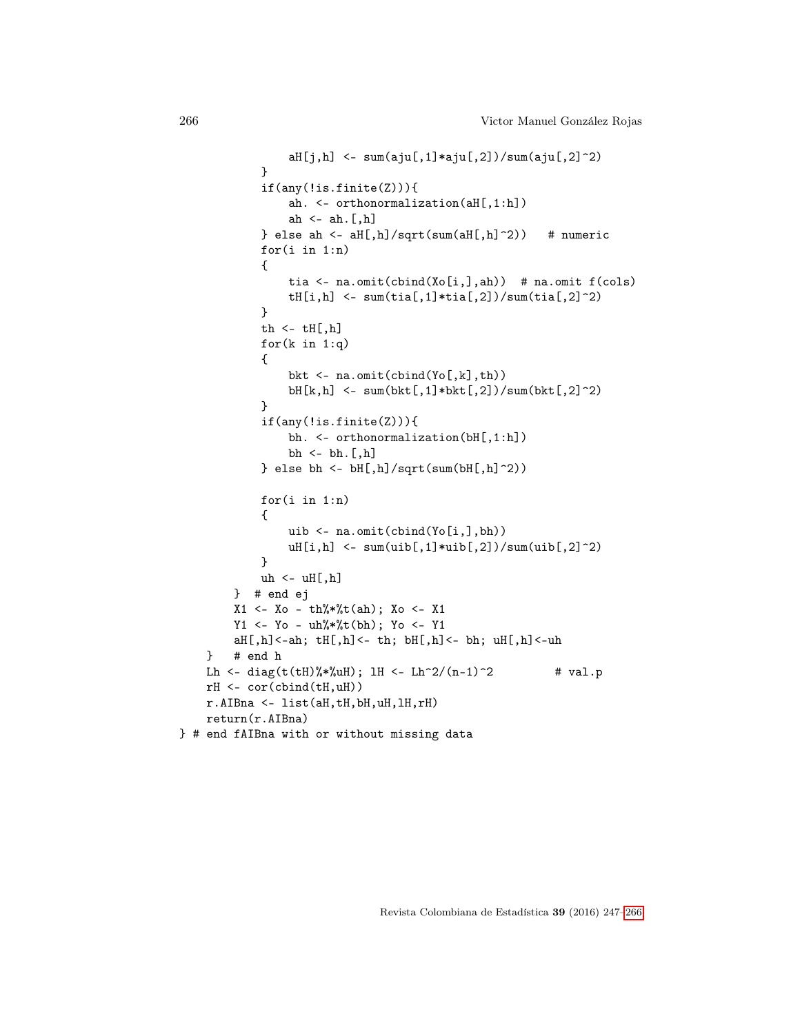```
                aH[j,h] <- sum(aju[,1]*aju[,2])/sum(aju[,2]^2)
            }
            if(any(!is.finite(Z))){
                ah. <- orthonormalization(aH[,1:h])
                ah <- ah.[,h]
            } else ah <- aH[,h]/sqrt(sum(aH[,h]^2))   # numeric
            for(i in 1:n)
            {
                tia <- na.omit(cbind(Xo[i,],ah))  # na.omit f(cols)
                tH[i,h] <- sum(tia[,1]*tia[,2])/sum(tia[,2]^2)
            }
            th <- tH[,h]
            for(k in 1:q)
            {
                bkt <- na.omit(cbind(Yo[,k],th))
                bH[k,h] <- sum(bkt[,1]*bkt[,2])/sum(bkt[,2]^2)
            }
            if(any(!is.finite(Z))){
                bh. <- orthonormalization(bH[,1:h])
                bh <- bh.[,h]
            } else bh <- bH[,h]/sqrt(sum(bH[,h]^2))

            for(i in 1:n)
            {
                uib <- na.omit(cbind(Yo[i,],bh))
                uH[i,h] <- sum(uib[,1]*uib[,2])/sum(uib[,2]^2)
            }
            uh <- uH[,h]
        }  # end ej
        X1 <- Xo - th%*%t(ah); Xo <- X1
        Y1 <- Yo - uh%*%t(bh); Yo <- Y1
        aH[,h]<-ah; tH[,h]<- th; bH[,h]<- bh; uH[,h]<-uh
    }   # end h
    Lh <- diag(t(tH)%*%uH); lH <- Lh^2/(n-1)^2         # val.p
    rH <- cor(cbind(tH,uH))
    r.AIBna <- list(aH,tH,bH,uH,lH,rH)
    return(r.AIBna)
} # end fAIBna with or without missing data
```